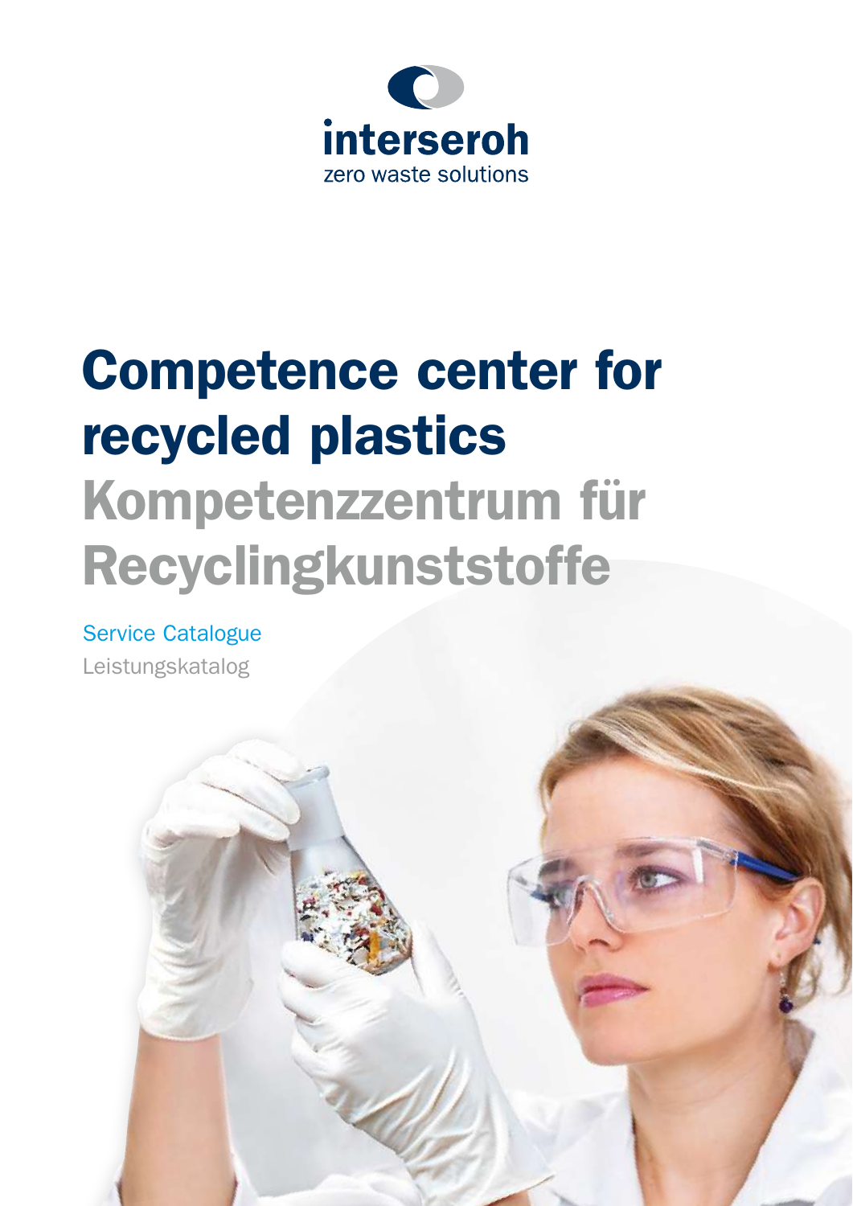interseroh

zero waste solutions

# Competence center for recycled plastics

# Kompetenzzentrum für Recyclingkunststoffe

Service Catalogue

Leistungskatalog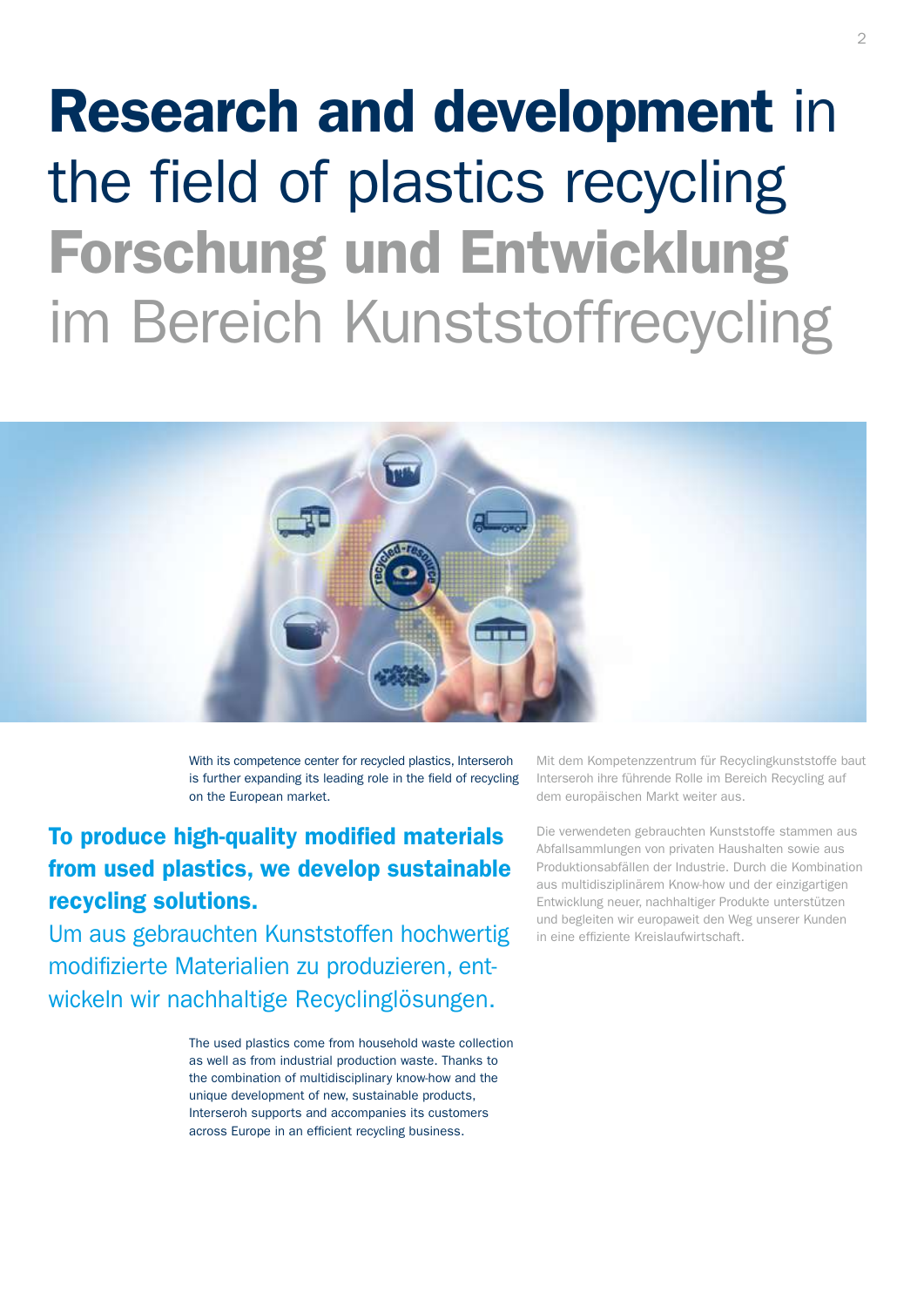# **Research and development** in the field of plastics recycling

# **Forschung und Entwicklung** im Bereich Kunststoffrecycling

With its competence center for recycled plastics, Interseroh is further expanding its leading role in the field of recycling on the European market.

## **To produce high-quality modified materials from used plastics, we develop sustainable recycling solutions.**

## Um aus gebrauchten Kunststoffen hochwertig modifizierte Materialien zu produzieren, entwickeln wir nachhaltige Recyclinglösungen.

The used plastics come from household waste collection as well as from industrial production waste. Thanks to the combination of multidisciplinary know-how and the unique development of new, sustainable products, Interseroh supports and accompanies its customers across Europe in an efficient recycling business.

Mit dem Kompetenzzentrum für Recyclingkunststoffe baut Interseroh ihre führende Rolle im Bereich Recycling auf dem europäischen Markt weiter aus.

Die verwendeten gebrauchten Kunststoffe stammen aus Abfallsammlungen von privaten Haushalten sowie aus Produktionsabfällen der Industrie. Durch die Kombination aus multidisziplinärem Know-how und der einzigartigen Entwicklung neuer, nachhaltiger Produkte unterstützen und begleiten wir europaweit den Weg unserer Kunden in eine effiziente Kreislaufwirtschaft.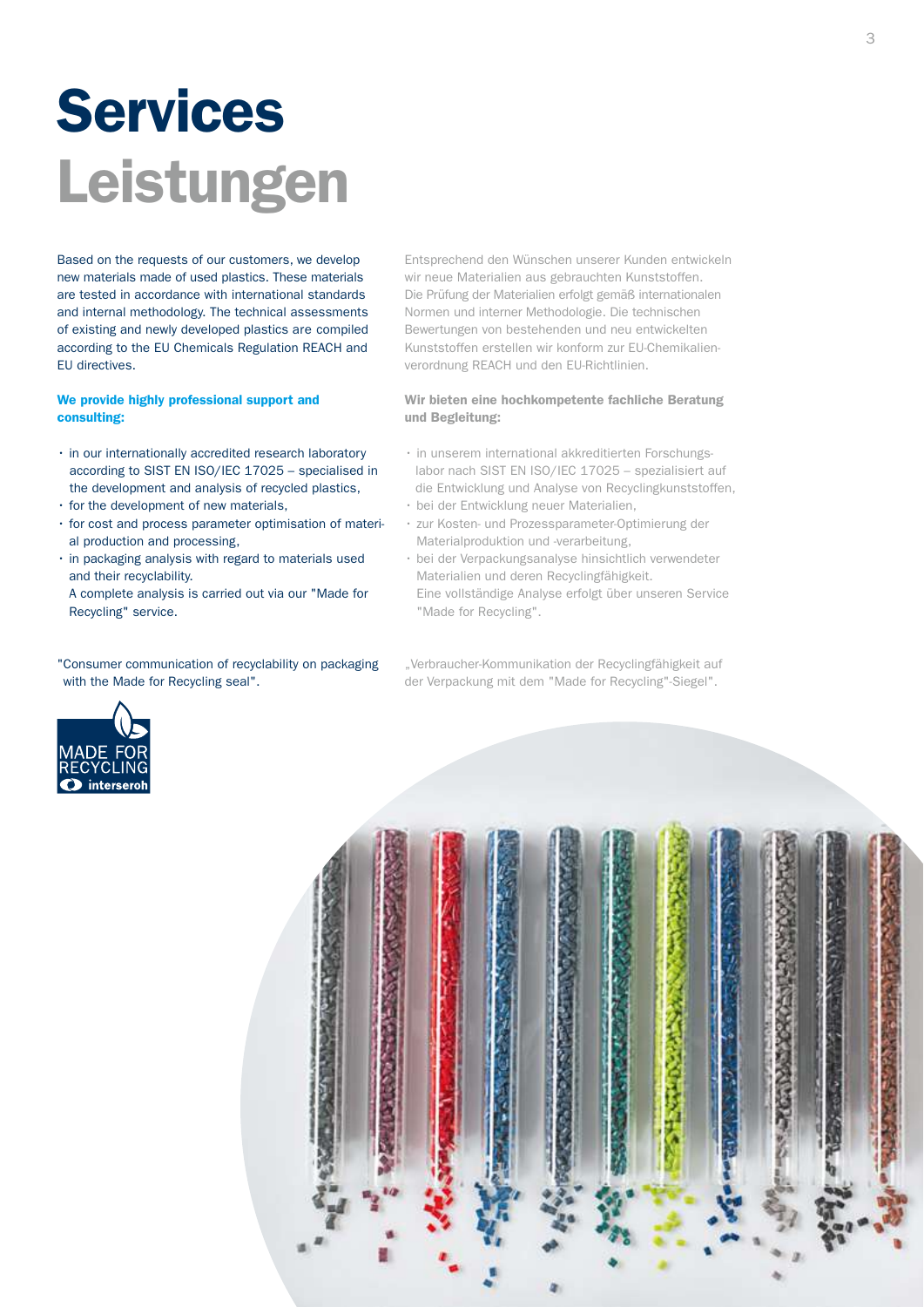# Services

# Leistungen

Based on the requests of our customers, we develop new materials made of used plastics. These materials are tested in accordance with international standards and internal methodology. The technical assessments of existing and newly developed plastics are compiled according to the EU Chemicals Regulation REACH and EU directives.

**We provide highly professional support and consulting:**

- in our internationally accredited research laboratory according to SIST EN ISO/IEC 17025 – specialised in the development and analysis of recycled plastics,
- for the development of new materials,
- for cost and process parameter optimisation of material production and processing,
- in packaging analysis with regard to materials used and their recyclability.
  A complete analysis is carried out via our "Made for Recycling" service.

"Consumer communication of recyclability on packaging with the Made for Recycling seal".

MADE FOR RECYCLING interseroh

Entsprechend den Wünschen unserer Kunden entwickeln wir neue Materialien aus gebrauchten Kunststoffen. Die Prüfung der Materialien erfolgt gemäß internationalen Normen und interner Methodologie. Die technischen Bewertungen von bestehenden und neu entwickelten Kunststoffen erstellen wir konform zur EU-Chemikalienverordnung REACH und den EU-Richtlinien.

**Wir bieten eine hochkompetente fachliche Beratung und Begleitung:**

- in unserem international akkreditierten Forschungslabor nach SIST EN ISO/IEC 17025 – spezialisiert auf die Entwicklung und Analyse von Recyclingkunststoffen,
- bei der Entwicklung neuer Materialien,
- zur Kosten- und Prozessparameter-Optimierung der Materialproduktion und -verarbeitung,
- bei der Verpackungsanalyse hinsichtlich verwendeter Materialien und deren Recyclingfähigkeit.
  Eine vollständige Analyse erfolgt über unseren Service "Made for Recycling".

„Verbraucher-Kommunikation der Recyclingfähigkeit auf der Verpackung mit dem "Made for Recycling"-Siegel".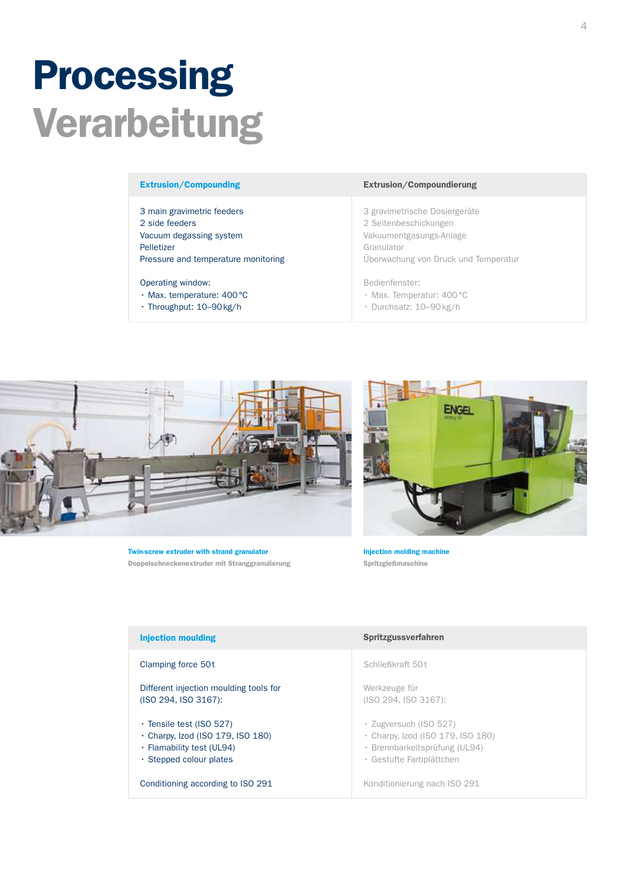# Processing
# Verarbeitung

| Extrusion/Compounding | Extrusion/Compoundierung |
| --- | --- |
| 3 main gravimetric feeders<br>2 side feeders<br>Vacuum degassing system<br>Pelletizer<br>Pressure and temperature monitoring | 3 gravimetrische Dosiergeräte<br>2 Seitenbeschickungen<br>Vakuumentgasungs-Anlage<br>Granulator<br>Überwachung von Druck und Temperatur |
| Operating window:<br>· Max. temperature: 400 °C<br>· Throughput: 10–90 kg/h | Bedienfenster:<br>· Max. Temperatur: 400 °C<br>· Durchsatz: 10–90 kg/h |

**Twin-screw extruder with strand granulator**
Doppelschneckenextruder mit Stranggranulierung

**Injection molding machine**
Spritzgießmaschine

| Injection moulding | Spritzgussverfahren |
| --- | --- |
| Clamping force 50 t | Schließkraft 50 t |
| Different injection moulding tools for (ISO 294, ISO 3167): | Werkzeuge für (ISO 294, ISO 3167): |
| · Tensile test (ISO 527)<br>· Charpy, Izod (ISO 179, ISO 180)<br>· Flamability test (UL94)<br>· Stepped colour plates | · Zugversuch (ISO 527)<br>· Charpy, Izod (ISO 179, ISO 180)<br>· Brennbarkeitsprüfung (UL94)<br>· Gestufte Farbplättchen |
| Conditioning according to ISO 291 | Konditionierung nach ISO 291 |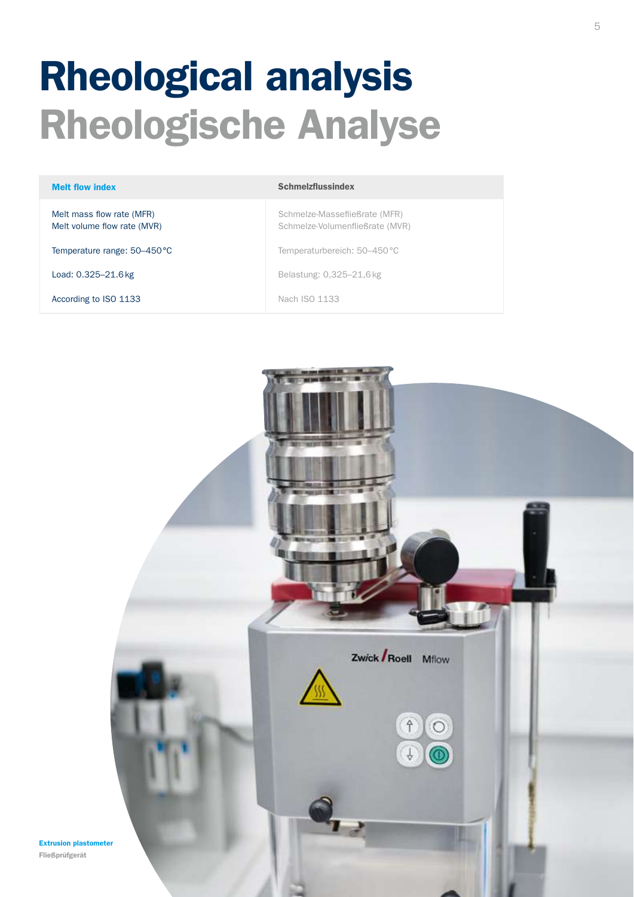# Rheological analysis
# Rheologische Analyse

| Melt flow index | Schmelzflussindex |
| --- | --- |
| Melt mass flow rate (MFR)<br>Melt volume flow rate (MVR) | Schmelze-Massefließrate (MFR)<br>Schmelze-Volumenfließrate (MVR) |
| Temperature range: 50–450 °C | Temperaturbereich: 50–450 °C |
| Load: 0.325–21.6 kg | Belastung: 0,325–21,6 kg |
| According to ISO 1133 | Nach ISO 1133 |

**Extrusion plastometer**
**Fließprüfgerät**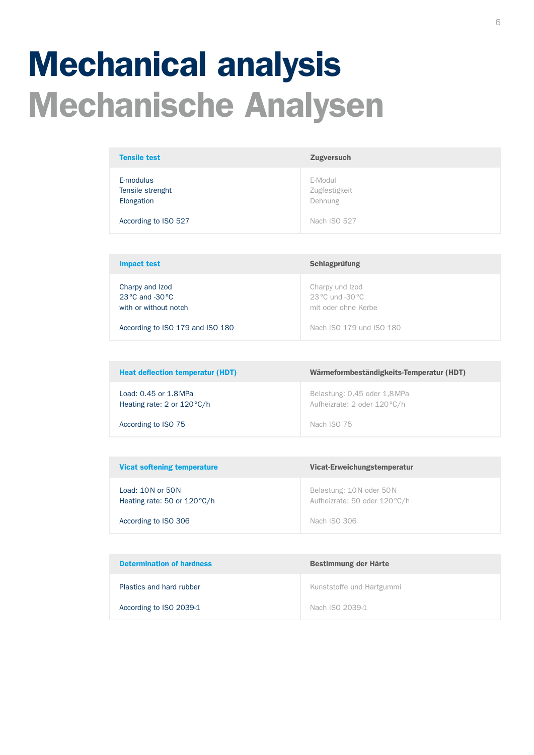# Mechanical analysis
# Mechanische Analysen

| Tensile test | Zugversuch |
|---|---|
| E-modulus<br>Tensile strenght<br>Elongation<br><br>According to ISO 527 | E-Modul<br>Zugfestigkeit<br>Dehnung<br><br>Nach ISO 527 |

| Impact test | Schlagprüfung |
|---|---|
| Charpy and Izod<br>23 °C and -30 °C<br>with or without notch<br><br>According to ISO 179 and ISO 180 | Charpy und Izod<br>23 °C und -30 °C<br>mit oder ohne Kerbe<br><br>Nach ISO 179 und ISO 180 |

| Heat deflection temperatur (HDT) | Wärmeformbeständigkeits-Temperatur (HDT) |
|---|---|
| Load: 0.45 or 1.8 MPa<br>Heating rate: 2 or 120 °C/h<br><br>According to ISO 75 | Belastung: 0,45 oder 1,8 MPa<br>Aufheizrate: 2 oder 120 °C/h<br><br>Nach ISO 75 |

| Vicat softening temperature | Vicat-Erweichungstemperatur |
|---|---|
| Load: 10 N or 50 N<br>Heating rate: 50 or 120 °C/h<br><br>According to ISO 306 | Belastung: 10 N oder 50 N<br>Aufheizrate: 50 oder 120 °C/h<br><br>Nach ISO 306 |

| Determination of hardness | Bestimmung der Härte |
|---|---|
| Plastics and hard rubber<br><br>According to ISO 2039-1 | Kunststoffe und Hartgummi<br><br>Nach ISO 2039-1 |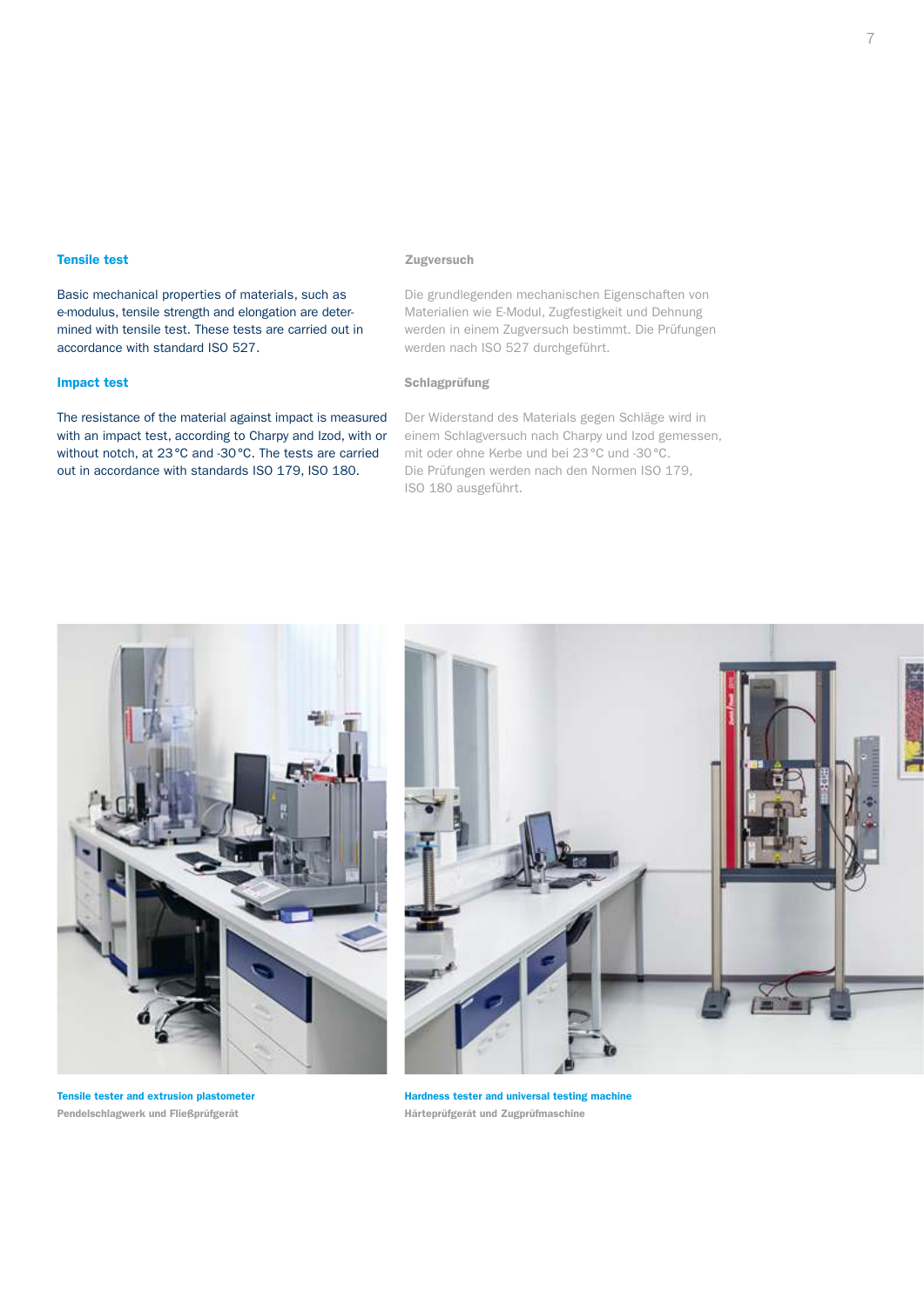## Tensile test

Basic mechanical properties of materials, such as e-modulus, tensile strength and elongation are determined with tensile test. These tests are carried out in accordance with standard ISO 527.

## Impact test

The resistance of the material against impact is measured with an impact test, according to Charpy and Izod, with or without notch, at 23 °C and -30 °C. The tests are carried out in accordance with standards ISO 179, ISO 180.

## Zugversuch

Die grundlegenden mechanischen Eigenschaften von Materialien wie E-Modul, Zugfestigkeit und Dehnung werden in einem Zugversuch bestimmt. Die Prüfungen werden nach ISO 527 durchgeführt.

## Schlagprüfung

Der Widerstand des Materials gegen Schläge wird in einem Schlagversuch nach Charpy und Izod gemessen, mit oder ohne Kerbe und bei 23 °C und -30 °C. Die Prüfungen werden nach den Normen ISO 179, ISO 180 ausgeführt.

**Tensile tester and extrusion plastometer**
**Pendelschlagwerk und Fließprüfgerät**

**Hardness tester and universal testing machine**
**Härteprüfgerät und Zugprüfmaschine**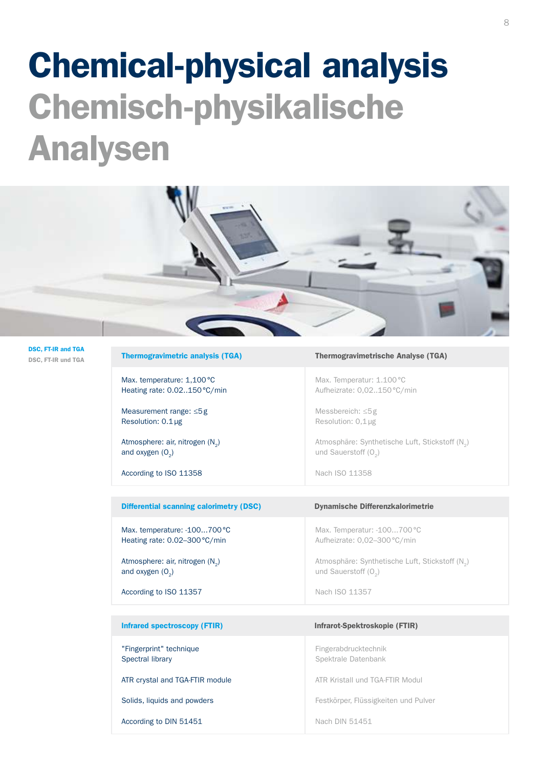# Chemical-physical analysis
# Chemisch-physikalische Analysen

**DSC, FT-IR and TGA**
**DSC, FT-IR und TGA**

| Thermogravimetric analysis (TGA) | Thermogravimetrische Analyse (TGA) |
| --- | --- |
| Max. temperature: 1,100 °C<br>Heating rate: 0.02..150 °C/min | Max. Temperatur: 1.100 °C<br>Aufheizrate: 0,02..150 °C/min |
| Measurement range: ≤5 g<br>Resolution: 0.1 µg | Messbereich: ≤5 g<br>Resolution: 0,1 µg |
| Atmosphere: air, nitrogen ($N_2$) and oxygen ($O_2$) | Atmosphäre: Synthetische Luft, Stickstoff ($N_2$) und Sauerstoff ($O_2$) |
| According to ISO 11358 | Nach ISO 11358 |

| Differential scanning calorimetry (DSC) | Dynamische Differenzkalorimetrie |
| --- | --- |
| Max. temperature: -100…700 °C<br>Heating rate: 0.02–300 °C/min | Max. Temperatur: -100…700 °C<br>Aufheizrate: 0,02–300 °C/min |
| Atmosphere: air, nitrogen ($N_2$) and oxygen ($O_2$) | Atmosphäre: Synthetische Luft, Stickstoff ($N_2$) und Sauerstoff ($O_2$) |
| According to ISO 11357 | Nach ISO 11357 |

| Infrared spectroscopy (FTIR) | Infrarot-Spektroskopie (FTIR) |
| --- | --- |
| "Fingerprint" technique<br>Spectral library | Fingerabdrucktechnik<br>Spektrale Datenbank |
| ATR crystal and TGA-FTIR module | ATR Kristall und TGA-FTIR Modul |
| Solids, liquids and powders | Festkörper, Flüssigkeiten und Pulver |
| According to DIN 51451 | Nach DIN 51451 |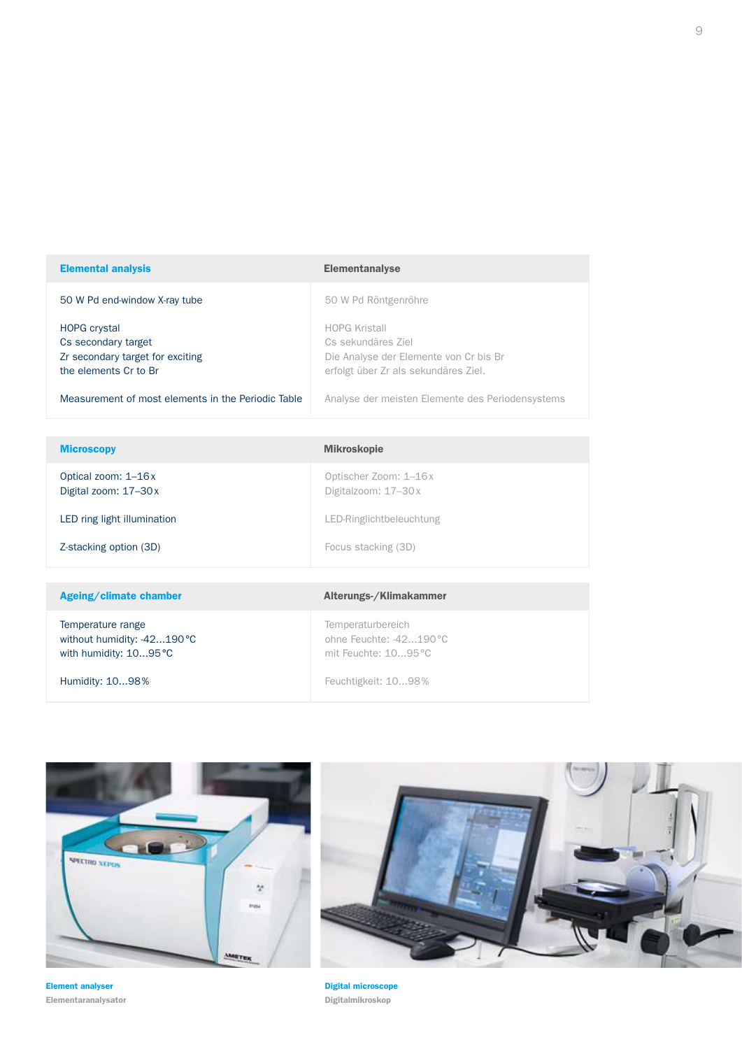| Elemental analysis | Elementanalyse |
|---|---|
| 50 W Pd end-window X-ray tube | 50 W Pd Röntgenröhre |
| HOPG crystal<br>Cs secondary target<br>Zr secondary target for exciting the elements Cr to Br | HOPG Kristall<br>Cs sekundäres Ziel<br>Die Analyse der Elemente von Cr bis Br erfolgt über Zr als sekundäres Ziel. |
| Measurement of most elements in the Periodic Table | Analyse der meisten Elemente des Periodensystems |

| Microscopy | Mikroskopie |
|---|---|
| Optical zoom: 1–16 x<br>Digital zoom: 17–30 x | Optischer Zoom: 1–16 x<br>Digitalzoom: 17–30 x |
| LED ring light illumination | LED-Ringlichtbeleuchtung |
| Z-stacking option (3D) | Focus stacking (3D) |

| Ageing/climate chamber | Alterungs-/Klimakammer |
|---|---|
| Temperature range<br>without humidity: -42…190 °C<br>with humidity: 10…95 °C | Temperaturbereich<br>ohne Feuchte: -42…190 °C<br>mit Feuchte: 10…95 °C |
| Humidity: 10…98 % | Feuchtigkeit: 10…98 % |

**Element analyser**
Elementaranalysator

**Digital microscope**
Digitalmikroskop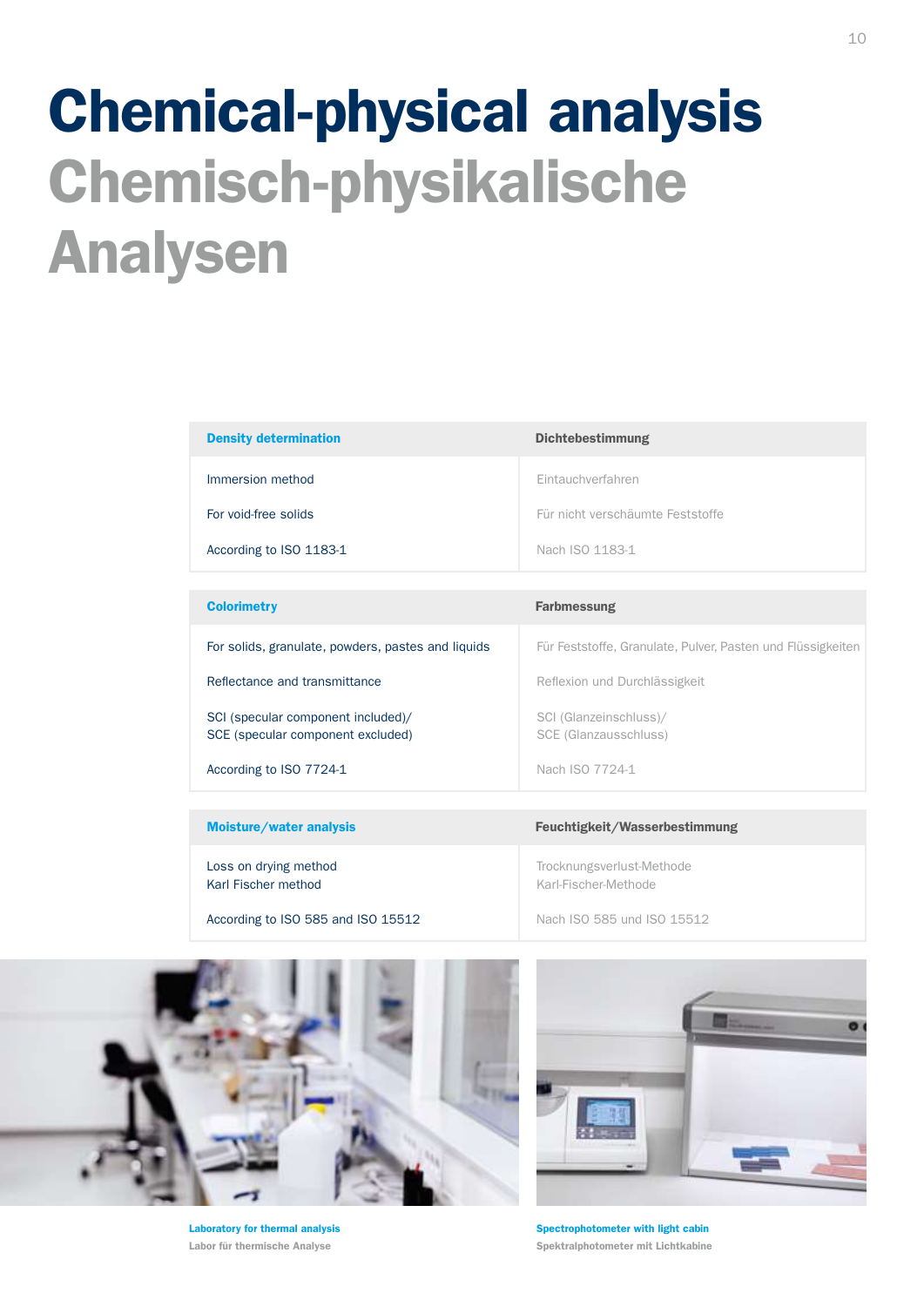# Chemical-physical analysis
# Chemisch-physikalische Analysen

| Density determination | Dichtebestimmung |
|---|---|
| Immersion method | Eintauchverfahren |
| For void-free solids | Für nicht verschäumte Feststoffe |
| According to ISO 1183-1 | Nach ISO 1183-1 |

| Colorimetry | Farbmessung |
|---|---|
| For solids, granulate, powders, pastes and liquids | Für Feststoffe, Granulate, Pulver, Pasten und Flüssigkeiten |
| Reflectance and transmittance | Reflexion und Durchlässigkeit |
| SCI (specular component included)/ SCE (specular component excluded) | SCI (Glanzeinschluss)/ SCE (Glanzausschluss) |
| According to ISO 7724-1 | Nach ISO 7724-1 |

| Moisture/water analysis | Feuchtigkeit/Wasserbestimmung |
|---|---|
| Loss on drying method<br>Karl Fischer method | Trocknungsverlust-Methode<br>Karl-Fischer-Methode |
| According to ISO 585 and ISO 15512 | Nach ISO 585 und ISO 15512 |

**Laboratory for thermal analysis**
Labor für thermische Analyse

**Spectrophotometer with light cabin**
Spektralphotometer mit Lichtkabine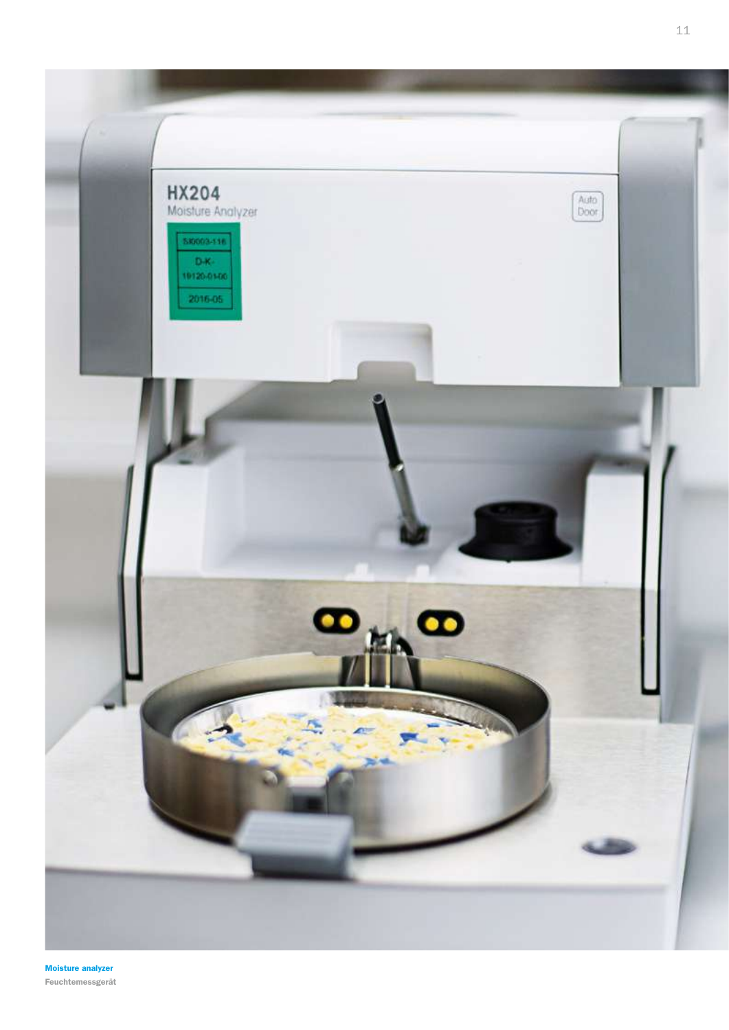**Moisture analyzer**
**Feuchtemessgerät**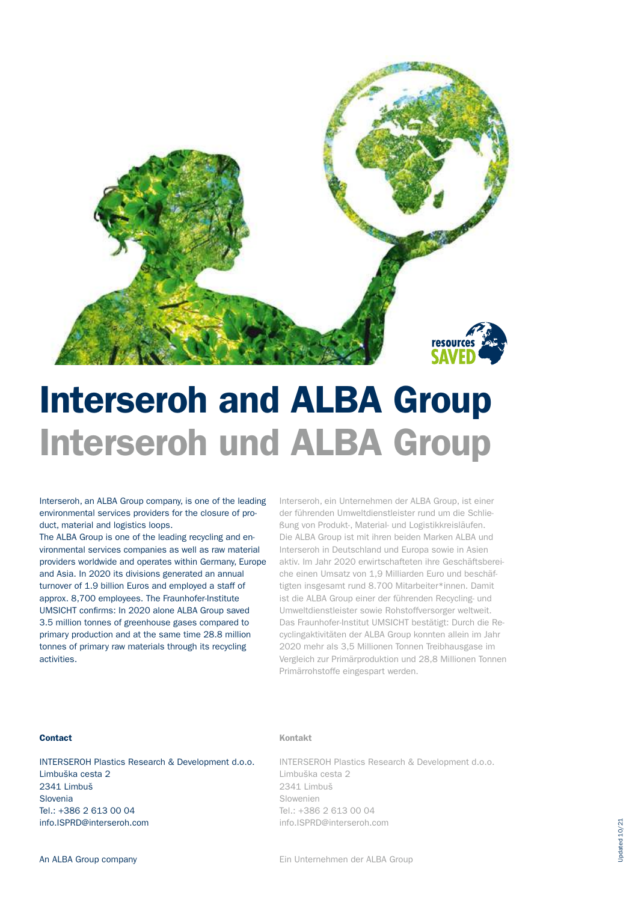# Interseroh and ALBA Group

# Interseroh und ALBA Group

Interseroh, an ALBA Group company, is one of the leading environmental services providers for the closure of product, material and logistics loops.
The ALBA Group is one of the leading recycling and environmental services companies as well as raw material providers worldwide and operates within Germany, Europe and Asia. In 2020 its divisions generated an annual turnover of 1.9 billion Euros and employed a staff of approx. 8,700 employees. The Fraunhofer-Institute UMSICHT confirms: In 2020 alone ALBA Group saved 3.5 million tonnes of greenhouse gases compared to primary production and at the same time 28.8 million tonnes of primary raw materials through its recycling activities.

Interseroh, ein Unternehmen der ALBA Group, ist einer der führenden Umweltdienstleister rund um die Schließung von Produkt-, Material- und Logistikkreisläufen.
Die ALBA Group ist mit ihren beiden Marken ALBA und Interseroh in Deutschland und Europa sowie in Asien aktiv. Im Jahr 2020 erwirtschafteten ihre Geschäftsbereiche einen Umsatz von 1,9 Milliarden Euro und beschäftigten insgesamt rund 8.700 Mitarbeiter*innen. Damit ist die ALBA Group einer der führenden Recycling- und Umweltdienstleister sowie Rohstoffversorger weltweit. Das Fraunhofer-Institut UMSICHT bestätigt: Durch die Recyclingaktivitäten der ALBA Group konnten allein im Jahr 2020 mehr als 3,5 Millionen Tonnen Treibhausgase im Vergleich zur Primärproduktion und 28,8 Millionen Tonnen Primärrohstoffe eingespart werden.

**Contact**

INTERSEROH Plastics Research & Development d.o.o.
Limbuška cesta 2
2341 Limbuš
Slovenia
Tel.: +386 2 613 00 04
info.ISPRD@interseroh.com

**Kontakt**

INTERSEROH Plastics Research & Development d.o.o.
Limbuška cesta 2
2341 Limbuš
Slowenien
Tel.: +386 2 613 00 04
info.ISPRD@interseroh.com

An ALBA Group company

Ein Unternehmen der ALBA Group

Updated 10/21